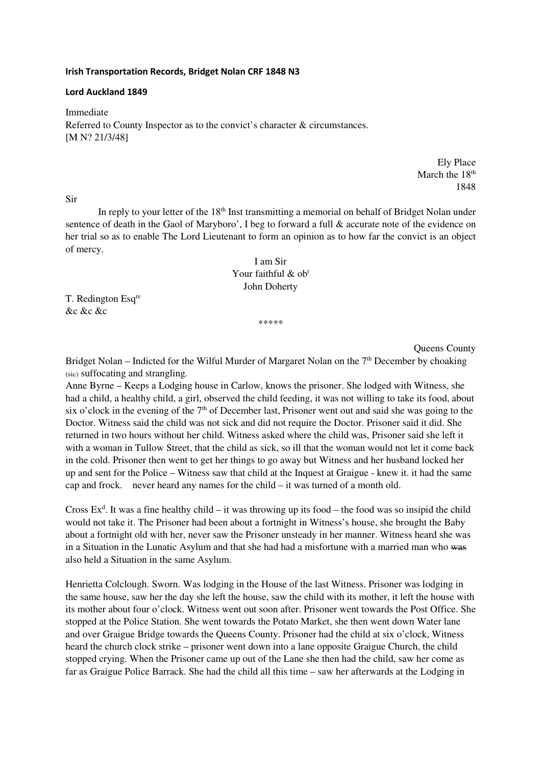**Irish Transportation Records, Bridget Nolan CRF 1848 N3**

**Lord Auckland 1849**

Immediate
Referred to County Inspector as to the convict's character & circumstances.
[M N? 21/3/48]

Ely Place
March the 18th
1848

Sir

In reply to your letter of the 18th Inst transmitting a memorial on behalf of Bridget Nolan under sentence of death in the Gaol of Maryboro', I beg to forward a full & accurate note of the evidence on her trial so as to enable The Lord Lieutenant to form an opinion as to how far the convict is an object of mercy.

I am Sir
Your faithful & obt
John Doherty

T. Redington Esqre
&c &c &c

*****

Queens County

Bridget Nolan – Indicted for the Wilful Murder of Margaret Nolan on the 7th December by choaking (sic) suffocating and strangling.

Anne Byrne – Keeps a Lodging house in Carlow, knows the prisoner. She lodged with Witness, she had a child, a healthy child, a girl, observed the child feeding, it was not willing to take its food, about six o'clock in the evening of the 7th of December last, Prisoner went out and said she was going to the Doctor. Witness said the child was not sick and did not require the Doctor. Prisoner said it did. She returned in two hours without her child. Witness asked where the child was, Prisoner said she left it with a woman in Tullow Street, that the child as sick, so ill that the woman would not let it come back in the cold. Prisoner then went to get her things to go away but Witness and her husband locked her up and sent for the Police – Witness saw that child at the Inquest at Graigue - knew it. it had the same cap and frock. never heard any names for the child – it was turned of a month old.

Cross Exd. It was a fine healthy child – it was throwing up its food – the food was so insipid the child would not take it. The Prisoner had been about a fortnight in Witness's house, she brought the Baby about a fortnight old with her, never saw the Prisoner unsteady in her manner. Witness heard she was in a Situation in the Lunatic Asylum and that she had had a misfortune with a married man who ~~was~~ also held a Situation in the same Asylum.

Henrietta Colclough. Sworn. Was lodging in the House of the last Witness. Prisoner was lodging in the same house, saw her the day she left the house, saw the child with its mother, it left the house with its mother about four o'clock. Witness went out soon after. Prisoner went towards the Post Office. She stopped at the Police Station. She went towards the Potato Market, she then went down Water lane and over Graigue Bridge towards the Queens County. Prisoner had the child at six o'clock, Witness heard the church clock strike – prisoner went down into a lane opposite Graigue Church, the child stopped crying. When the Prisoner came up out of the Lane she then had the child, saw her come as far as Graigue Police Barrack. She had the child all this time – saw her afterwards at the Lodging in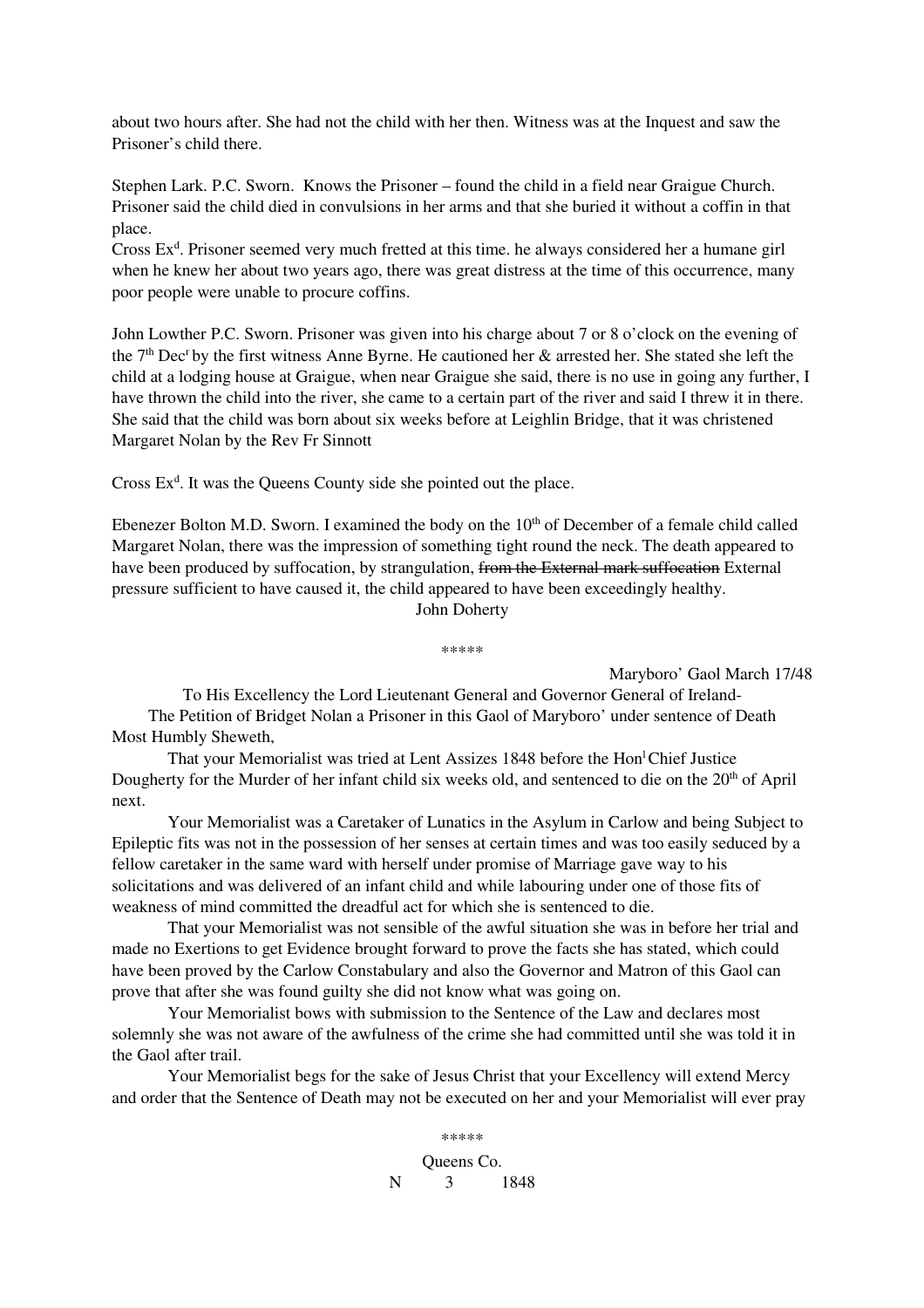about two hours after. She had not the child with her then. Witness was at the Inquest and saw the Prisoner's child there.

Stephen Lark. P.C. Sworn. Knows the Prisoner – found the child in a field near Graigue Church. Prisoner said the child died in convulsions in her arms and that she buried it without a coffin in that place.

Cross Ex[d]. Prisoner seemed very much fretted at this time. he always considered her a humane girl when he knew her about two years ago, there was great distress at the time of this occurrence, many poor people were unable to procure coffins.

John Lowther P.C. Sworn. Prisoner was given into his charge about 7 or 8 o'clock on the evening of the 7[th] Dec[r] by the first witness Anne Byrne. He cautioned her & arrested her. She stated she left the child at a lodging house at Graigue, when near Graigue she said, there is no use in going any further, I have thrown the child into the river, she came to a certain part of the river and said I threw it in there. She said that the child was born about six weeks before at Leighlin Bridge, that it was christened Margaret Nolan by the Rev Fr Sinnott

Cross Ex[d]. It was the Queens County side she pointed out the place.

Ebenezer Bolton M.D. Sworn. I examined the body on the 10[th] of December of a female child called Margaret Nolan, there was the impression of something tight round the neck. The death appeared to have been produced by suffocation, by strangulation, ~~from the External mark suffocation~~ External pressure sufficient to have caused it, the child appeared to have been exceedingly healthy.

John Doherty

\*\*\*\*\*

Maryboro' Gaol March 17/48

To His Excellency the Lord Lieutenant General and Governor General of Ireland-

The Petition of Bridget Nolan a Prisoner in this Gaol of Maryboro' under sentence of Death

Most Humbly Sheweth,

That your Memorialist was tried at Lent Assizes 1848 before the Hon[l] Chief Justice Dougherty for the Murder of her infant child six weeks old, and sentenced to die on the 20[th] of April next.

Your Memorialist was a Caretaker of Lunatics in the Asylum in Carlow and being Subject to Epileptic fits was not in the possession of her senses at certain times and was too easily seduced by a fellow caretaker in the same ward with herself under promise of Marriage gave way to his solicitations and was delivered of an infant child and while labouring under one of those fits of weakness of mind committed the dreadful act for which she is sentenced to die.

That your Memorialist was not sensible of the awful situation she was in before her trial and made no Exertions to get Evidence brought forward to prove the facts she has stated, which could have been proved by the Carlow Constabulary and also the Governor and Matron of this Gaol can prove that after she was found guilty she did not know what was going on.

Your Memorialist bows with submission to the Sentence of the Law and declares most solemnly she was not aware of the awfulness of the crime she had committed until she was told it in the Gaol after trail.

Your Memorialist begs for the sake of Jesus Christ that your Excellency will extend Mercy and order that the Sentence of Death may not be executed on her and your Memorialist will ever pray

\*\*\*\*\*

Queens Co.

N 3 1848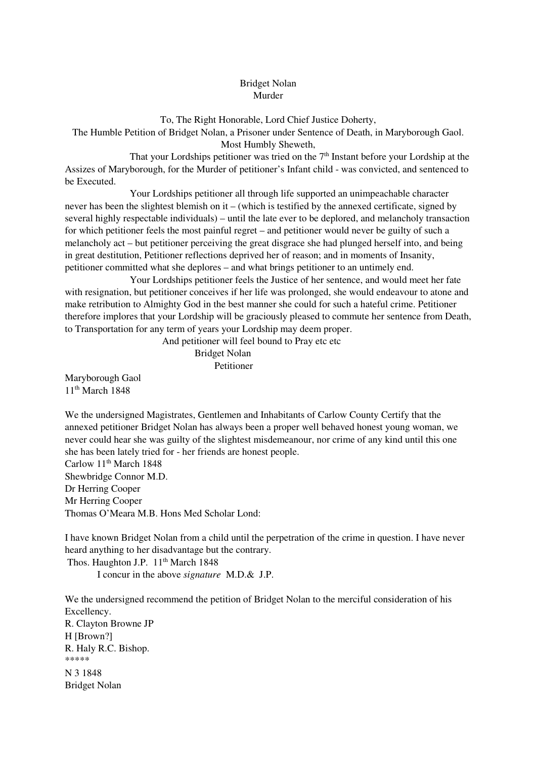Bridget Nolan
Murder

To, The Right Honorable, Lord Chief Justice Doherty,
The Humble Petition of Bridget Nolan, a Prisoner under Sentence of Death, in Maryborough Gaol.
Most Humbly Sheweth,

That your Lordships petitioner was tried on the 7th Instant before your Lordship at the Assizes of Maryborough, for the Murder of petitioner's Infant child - was convicted, and sentenced to be Executed.

Your Lordships petitioner all through life supported an unimpeachable character never has been the slightest blemish on it – (which is testified by the annexed certificate, signed by several highly respectable individuals) – until the late ever to be deplored, and melancholy transaction for which petitioner feels the most painful regret – and petitioner would never be guilty of such a melancholy act – but petitioner perceiving the great disgrace she had plunged herself into, and being in great destitution, Petitioner reflections deprived her of reason; and in moments of Insanity, petitioner committed what she deplores – and what brings petitioner to an untimely end.

Your Lordships petitioner feels the Justice of her sentence, and would meet her fate with resignation, but petitioner conceives if her life was prolonged, she would endeavour to atone and make retribution to Almighty God in the best manner she could for such a hateful crime. Petitioner therefore implores that your Lordship will be graciously pleased to commute her sentence from Death, to Transportation for any term of years your Lordship may deem proper.

And petitioner will feel bound to Pray etc etc
Bridget Nolan
Petitioner

Maryborough Gaol
11th March 1848

We the undersigned Magistrates, Gentlemen and Inhabitants of Carlow County Certify that the annexed petitioner Bridget Nolan has always been a proper well behaved honest young woman, we never could hear she was guilty of the slightest misdemeanour, nor crime of any kind until this one she has been lately tried for - her friends are honest people.
Carlow 11th March 1848
Shewbridge Connor M.D.
Dr Herring Cooper
Mr Herring Cooper
Thomas O'Meara M.B. Hons Med Scholar Lond:

I have known Bridget Nolan from a child until the perpetration of the crime in question. I have never heard anything to her disadvantage but the contrary.
Thos. Haughton J.P. 11th March 1848
I concur in the above *signature* M.D.& J.P.

We the undersigned recommend the petition of Bridget Nolan to the merciful consideration of his Excellency.
R. Clayton Browne JP
H [Brown?]
R. Haly R.C. Bishop.
*****
N 3 1848
Bridget Nolan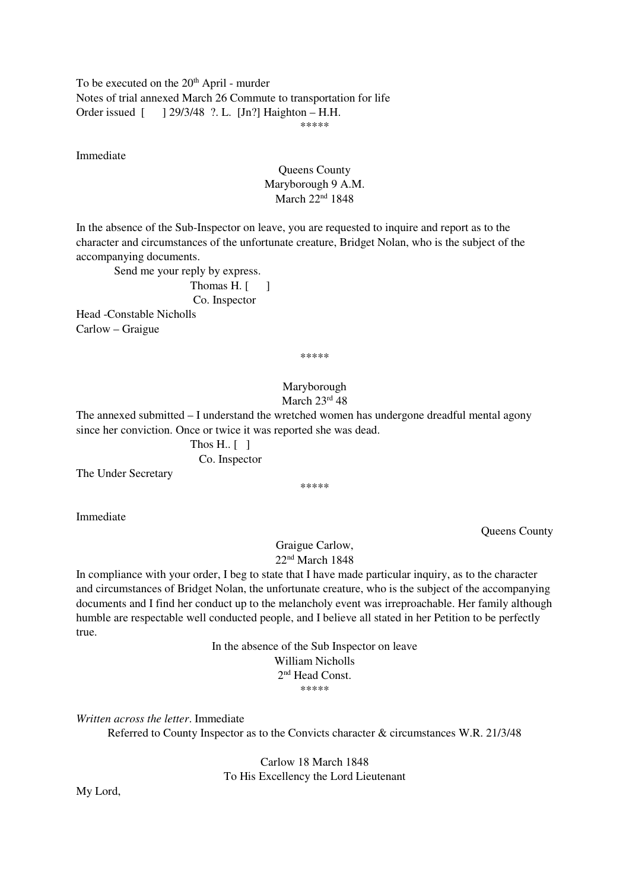To be executed on the 20th April - murder
Notes of trial annexed March 26 Commute to transportation for life
Order issued [ ] 29/3/48 ?. L. [Jn?] Haighton – H.H.

*****

Immediate

Queens County
Maryborough 9 A.M.
March 22nd 1848

In the absence of the Sub-Inspector on leave, you are requested to inquire and report as to the character and circumstances of the unfortunate creature, Bridget Nolan, who is the subject of the accompanying documents.

Send me your reply by express.

Thomas H. [ ]
Co. Inspector

Head -Constable Nicholls
Carlow – Graigue

*****

Maryborough
March 23rd 48

The annexed submitted – I understand the wretched women has undergone dreadful mental agony since her conviction. Once or twice it was reported she was dead.

Thos H.. [ ]
Co. Inspector

The Under Secretary

*****

Immediate

Queens County

Graigue Carlow,
22nd March 1848

In compliance with your order, I beg to state that I have made particular inquiry, as to the character and circumstances of Bridget Nolan, the unfortunate creature, who is the subject of the accompanying documents and I find her conduct up to the melancholy event was irreproachable. Her family although humble are respectable well conducted people, and I believe all stated in her Petition to be perfectly true.

In the absence of the Sub Inspector on leave
William Nicholls
2nd Head Const.

*****

*Written across the letter*. Immediate

Referred to County Inspector as to the Convicts character & circumstances W.R. 21/3/48

Carlow 18 March 1848
To His Excellency the Lord Lieutenant

My Lord,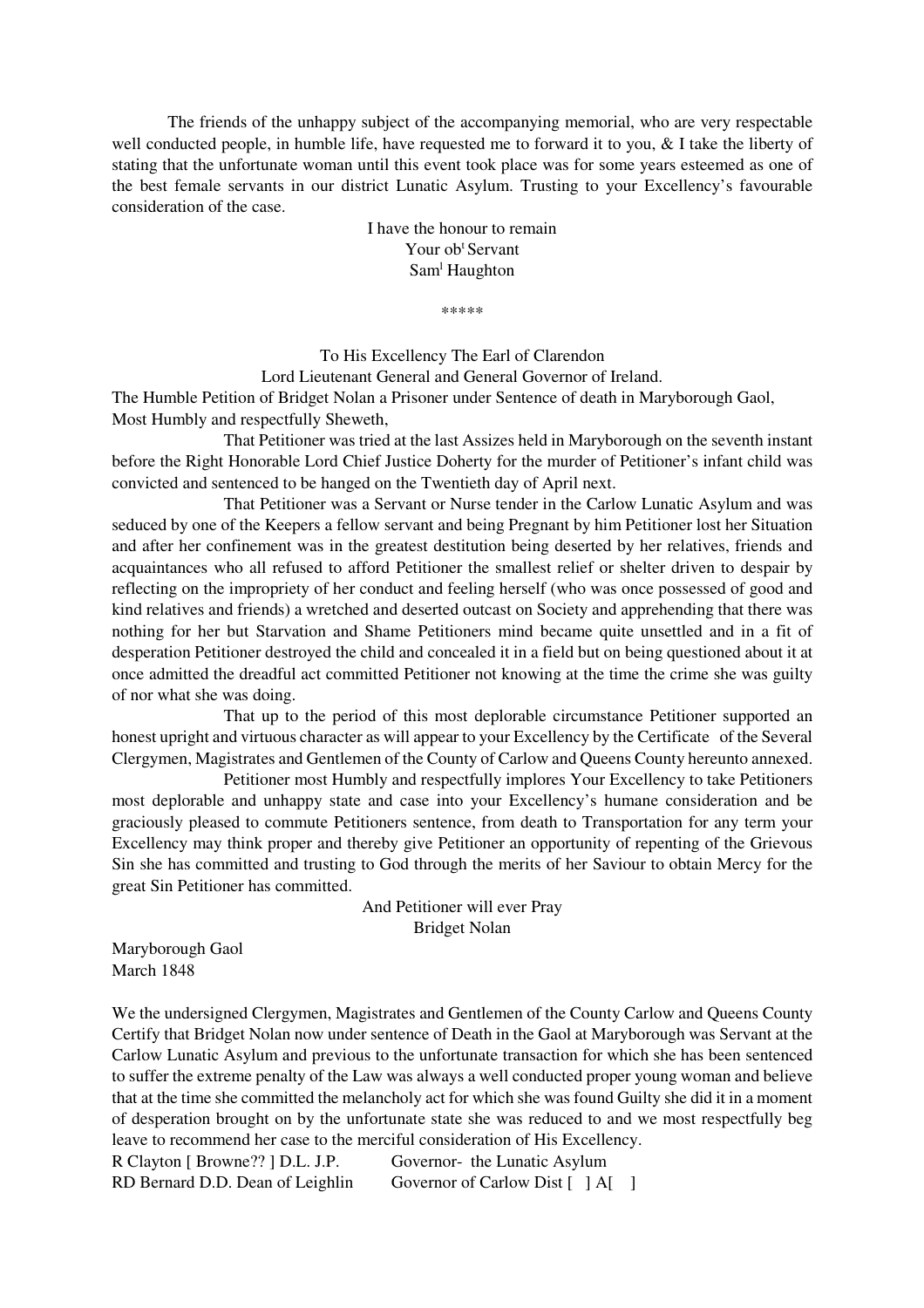The friends of the unhappy subject of the accompanying memorial, who are very respectable well conducted people, in humble life, have requested me to forward it to you, & I take the liberty of stating that the unfortunate woman until this event took place was for some years esteemed as one of the best female servants in our district Lunatic Asylum. Trusting to your Excellency's favourable consideration of the case.

I have the honour to remain
Your ob[t] Servant
Sam[l] Haughton

*****

To His Excellency The Earl of Clarendon
Lord Lieutenant General and General Governor of Ireland.

The Humble Petition of Bridget Nolan a Prisoner under Sentence of death in Maryborough Gaol,
Most Humbly and respectfully Sheweth,

That Petitioner was tried at the last Assizes held in Maryborough on the seventh instant before the Right Honorable Lord Chief Justice Doherty for the murder of Petitioner's infant child was convicted and sentenced to be hanged on the Twentieth day of April next.

That Petitioner was a Servant or Nurse tender in the Carlow Lunatic Asylum and was seduced by one of the Keepers a fellow servant and being Pregnant by him Petitioner lost her Situation and after her confinement was in the greatest destitution being deserted by her relatives, friends and acquaintances who all refused to afford Petitioner the smallest relief or shelter driven to despair by reflecting on the impropriety of her conduct and feeling herself (who was once possessed of good and kind relatives and friends) a wretched and deserted outcast on Society and apprehending that there was nothing for her but Starvation and Shame Petitioners mind became quite unsettled and in a fit of desperation Petitioner destroyed the child and concealed it in a field but on being questioned about it at once admitted the dreadful act committed Petitioner not knowing at the time the crime she was guilty of nor what she was doing.

That up to the period of this most deplorable circumstance Petitioner supported an honest upright and virtuous character as will appear to your Excellency by the Certificate of the Several Clergymen, Magistrates and Gentlemen of the County of Carlow and Queens County hereunto annexed.

Petitioner most Humbly and respectfully implores Your Excellency to take Petitioners most deplorable and unhappy state and case into your Excellency's humane consideration and be graciously pleased to commute Petitioners sentence, from death to Transportation for any term your Excellency may think proper and thereby give Petitioner an opportunity of repenting of the Grievous Sin she has committed and trusting to God through the merits of her Saviour to obtain Mercy for the great Sin Petitioner has committed.

And Petitioner will ever Pray
Bridget Nolan

Maryborough Gaol
March 1848

We the undersigned Clergymen, Magistrates and Gentlemen of the County Carlow and Queens County Certify that Bridget Nolan now under sentence of Death in the Gaol at Maryborough was Servant at the Carlow Lunatic Asylum and previous to the unfortunate transaction for which she has been sentenced to suffer the extreme penalty of the Law was always a well conducted proper young woman and believe that at the time she committed the melancholy act for which she was found Guilty she did it in a moment of desperation brought on by the unfortunate state she was reduced to and we most respectfully beg leave to recommend her case to the merciful consideration of His Excellency.

R Clayton [ Browne?? ] D.L. J.P. Governor- the Lunatic Asylum
RD Bernard D.D. Dean of Leighlin Governor of Carlow Dist [ ] A[ ]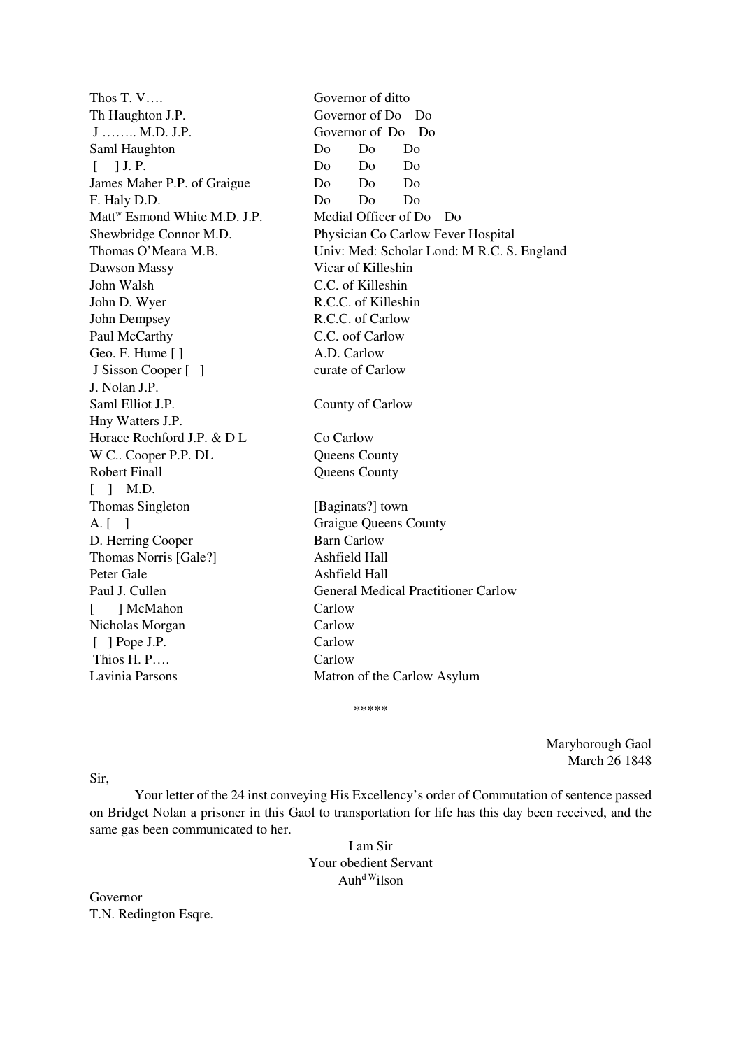| | |
|---|---|
| Thos T. V…. | Governor of ditto |
| Th Haughton J.P. | Governor of Do Do |
| J …….. M.D. J.P. | Governor of Do Do |
| Saml Haughton | Do Do Do |
| [ ] J. P. | Do Do Do |
| James Maher P.P. of Graigue | Do Do Do |
| F. Haly D.D. | Do Do Do |
| Matt[w] Esmond White M.D. J.P. | Medial Officer of Do Do |
| Shewbridge Connor M.D. | Physician Co Carlow Fever Hospital |
| Thomas O'Meara M.B. | Univ: Med: Scholar Lond: M R.C. S. England |
| Dawson Massy | Vicar of Killeshin |
| John Walsh | C.C. of Killeshin |
| John D. Wyer | R.C.C. of Killeshin |
| John Dempsey | R.C.C. of Carlow |
| Paul McCarthy | C.C. oof Carlow |
| Geo. F. Hume [ ] | A.D. Carlow |
| J Sisson Cooper [ ] | curate of Carlow |
| J. Nolan J.P. | |
| Saml Elliot J.P. | County of Carlow |
| Hny Watters J.P. | |
| Horace Rochford J.P. & D L | Co Carlow |
| W C.. Cooper P.P. DL | Queens County |
| Robert Finall | Queens County |
| [ ] M.D. | |
| Thomas Singleton | [Baginats?] town |
| A. [ ] | Graigue Queens County |
| D. Herring Cooper | Barn Carlow |
| Thomas Norris [Gale?] | Ashfield Hall |
| Peter Gale | Ashfield Hall |
| Paul J. Cullen | General Medical Practitioner Carlow |
| [ ] McMahon | Carlow |
| Nicholas Morgan | Carlow |
| [ ] Pope J.P. | Carlow |
| Thios H. P…. | Carlow |
| Lavinia Parsons | Matron of the Carlow Asylum |

*****

Maryborough Gaol
March 26 1848

Sir,

Your letter of the 24 inst conveying His Excellency's order of Commutation of sentence passed on Bridget Nolan a prisoner in this Gaol to transportation for life has this day been received, and the same gas been communicated to her.

I am Sir
Your obedient Servant
Auh[d] [W]ilson

Governor
T.N. Redington Esqre.